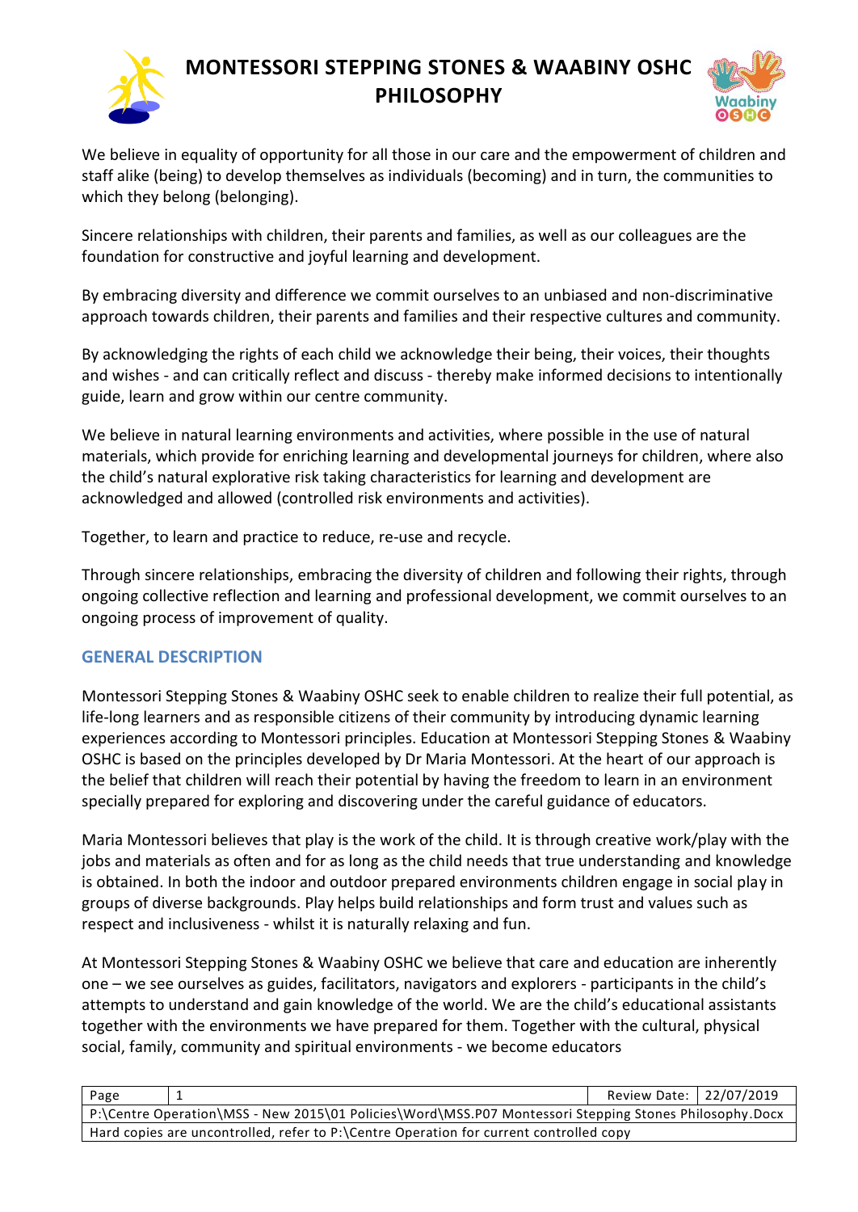# MONTESSORI STEPPING STONES & WAABINY OSHC PHILOSOPHY

We believe in equality of opportunity for all those in our care and the empowerment of children and staff alike (being) to develop themselves as individuals (becoming) and in turn, the communities to which they belong (belonging).

Sincere relationships with children, their parents and families, as well as our colleagues are the foundation for constructive and joyful learning and development.

By embracing diversity and difference we commit ourselves to an unbiased and non-discriminative approach towards children, their parents and families and their respective cultures and community.

By acknowledging the rights of each child we acknowledge their being, their voices, their thoughts and wishes - and can critically reflect and discuss - thereby make informed decisions to intentionally guide, learn and grow within our centre community.

We believe in natural learning environments and activities, where possible in the use of natural materials, which provide for enriching learning and developmental journeys for children, where also the child's natural explorative risk taking characteristics for learning and development are acknowledged and allowed (controlled risk environments and activities).

Together, to learn and practice to reduce, re-use and recycle.

Through sincere relationships, embracing the diversity of children and following their rights, through ongoing collective reflection and learning and professional development, we commit ourselves to an ongoing process of improvement of quality.

## GENERAL DESCRIPTION

Montessori Stepping Stones & Waabiny OSHC seek to enable children to realize their full potential, as life-long learners and as responsible citizens of their community by introducing dynamic learning experiences according to Montessori principles. Education at Montessori Stepping Stones & Waabiny OSHC is based on the principles developed by Dr Maria Montessori. At the heart of our approach is the belief that children will reach their potential by having the freedom to learn in an environment specially prepared for exploring and discovering under the careful guidance of educators.

Maria Montessori believes that play is the work of the child. It is through creative work/play with the jobs and materials as often and for as long as the child needs that true understanding and knowledge is obtained. In both the indoor and outdoor prepared environments children engage in social play in groups of diverse backgrounds. Play helps build relationships and form trust and values such as respect and inclusiveness - whilst it is naturally relaxing and fun.

At Montessori Stepping Stones & Waabiny OSHC we believe that care and education are inherently one – we see ourselves as guides, facilitators, navigators and explorers - participants in the child's attempts to understand and gain knowledge of the world. We are the child's educational assistants together with the environments we have prepared for them. Together with the cultural, physical social, family, community and spiritual environments - we become educators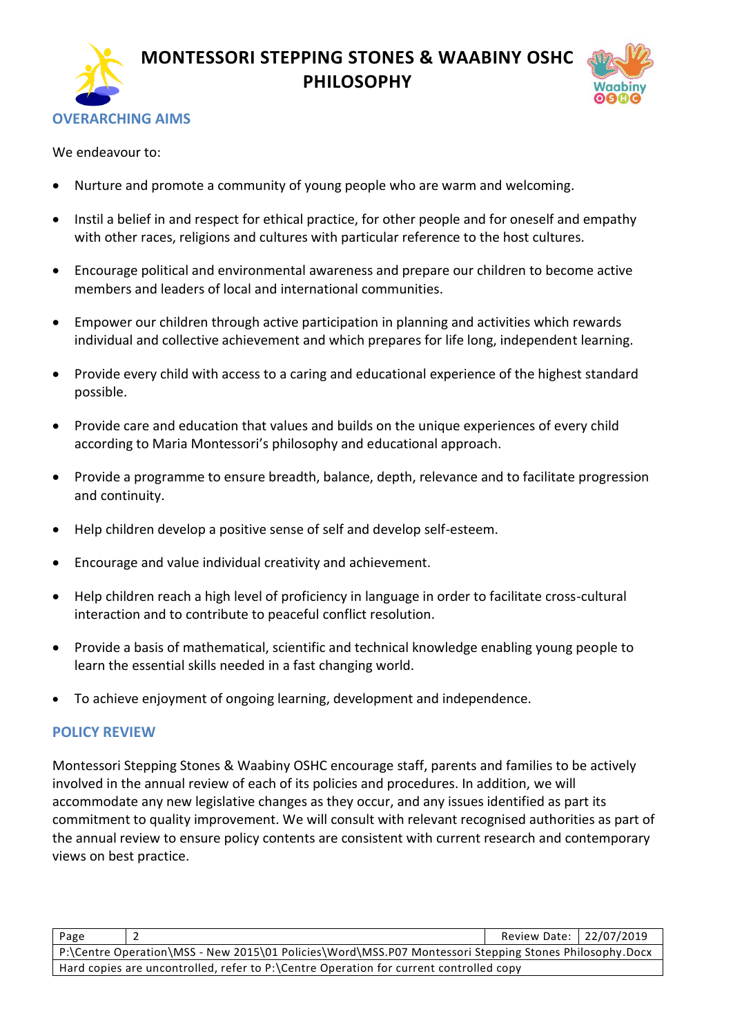## OVERARCHING AIMS

We endeavour to:

- Nurture and promote a community of young people who are warm and welcoming.
- Instil a belief in and respect for ethical practice, for other people and for oneself and empathy with other races, religions and cultures with particular reference to the host cultures.
- Encourage political and environmental awareness and prepare our children to become active members and leaders of local and international communities.
- Empower our children through active participation in planning and activities which rewards individual and collective achievement and which prepares for life long, independent learning.
- Provide every child with access to a caring and educational experience of the highest standard possible.
- Provide care and education that values and builds on the unique experiences of every child according to Maria Montessori's philosophy and educational approach.
- Provide a programme to ensure breadth, balance, depth, relevance and to facilitate progression and continuity.
- Help children develop a positive sense of self and develop self-esteem.
- Encourage and value individual creativity and achievement.
- Help children reach a high level of proficiency in language in order to facilitate cross-cultural interaction and to contribute to peaceful conflict resolution.
- Provide a basis of mathematical, scientific and technical knowledge enabling young people to learn the essential skills needed in a fast changing world.
- To achieve enjoyment of ongoing learning, development and independence.

## POLICY REVIEW

Montessori Stepping Stones & Waabiny OSHC encourage staff, parents and families to be actively involved in the annual review of each of its policies and procedures. In addition, we will accommodate any new legislative changes as they occur, and any issues identified as part its commitment to quality improvement. We will consult with relevant recognised authorities as part of the annual review to ensure policy contents are consistent with current research and contemporary views on best practice.